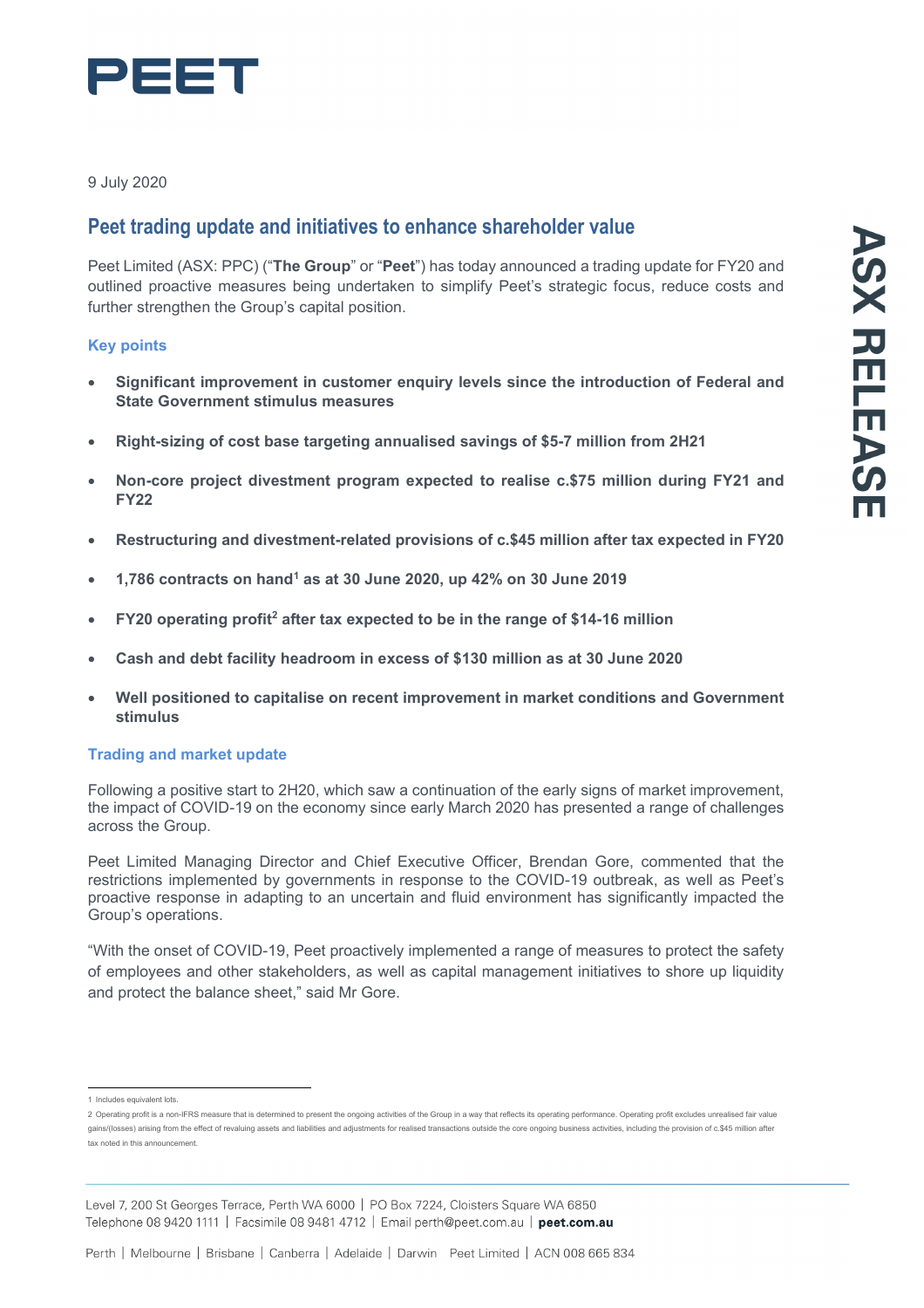9 July 2020

## Peet trading update and initiatives to enhance shareholder value

Peet Limited (ASX: PPC) ("**The Group**" or "**Peet**") has today announced a trading update for FY20 and outlined proactive measures being undertaken to simplify Peet's strategic focus, reduce costs and further strengthen the Group's capital position.

### Key points

- **Significant improvement in customer enquiry levels since the introduction of Federal and State Government stimulus measures**
- **Right-sizing of cost base targeting annualised savings of $5-7 million from 2H21**
- **Non-core project divestment program expected to realise c.$75 million during FY21 and FY22**
- **Restructuring and divestment-related provisions of c.$45 million after tax expected in FY20**
- **1,786 contracts on hand[1] as at 30 June 2020, up 42% on 30 June 2019**
- **FY20 operating profit[2] after tax expected to be in the range of $14-16 million**
- **Cash and debt facility headroom in excess of $130 million as at 30 June 2020**
- **Well positioned to capitalise on recent improvement in market conditions and Government stimulus**

### Trading and market update

Following a positive start to 2H20, which saw a continuation of the early signs of market improvement, the impact of COVID-19 on the economy since early March 2020 has presented a range of challenges across the Group.

Peet Limited Managing Director and Chief Executive Officer, Brendan Gore, commented that the restrictions implemented by governments in response to the COVID-19 outbreak, as well as Peet's proactive response in adapting to an uncertain and fluid environment has significantly impacted the Group's operations.

"With the onset of COVID-19, Peet proactively implemented a range of measures to protect the safety of employees and other stakeholders, as well as capital management initiatives to shore up liquidity and protect the balance sheet," said Mr Gore.

---

1 Includes equivalent lots.

2 Operating profit is a non-IFRS measure that is determined to present the ongoing activities of the Group in a way that reflects its operating performance. Operating profit excludes unrealised fair value gains/(losses) arising from the effect of revaluing assets and liabilities and adjustments for realised transactions outside the core ongoing business activities, including the provision of c.$45 million after tax noted in this announcement.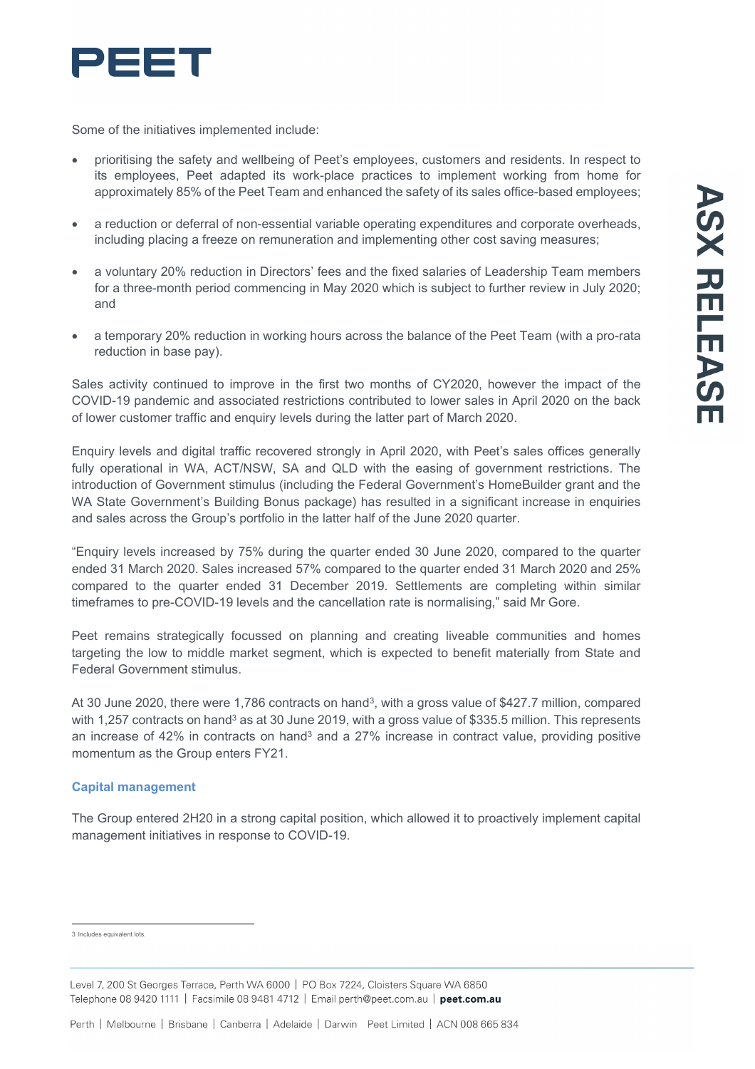Some of the initiatives implemented include:

- prioritising the safety and wellbeing of Peet's employees, customers and residents. In respect to its employees, Peet adapted its work-place practices to implement working from home for approximately 85% of the Peet Team and enhanced the safety of its sales office-based employees;
- a reduction or deferral of non-essential variable operating expenditures and corporate overheads, including placing a freeze on remuneration and implementing other cost saving measures;
- a voluntary 20% reduction in Directors' fees and the fixed salaries of Leadership Team members for a three-month period commencing in May 2020 which is subject to further review in July 2020; and
- a temporary 20% reduction in working hours across the balance of the Peet Team (with a pro-rata reduction in base pay).

Sales activity continued to improve in the first two months of CY2020, however the impact of the COVID-19 pandemic and associated restrictions contributed to lower sales in April 2020 on the back of lower customer traffic and enquiry levels during the latter part of March 2020.

Enquiry levels and digital traffic recovered strongly in April 2020, with Peet's sales offices generally fully operational in WA, ACT/NSW, SA and QLD with the easing of government restrictions. The introduction of Government stimulus (including the Federal Government's HomeBuilder grant and the WA State Government's Building Bonus package) has resulted in a significant increase in enquiries and sales across the Group's portfolio in the latter half of the June 2020 quarter.

"Enquiry levels increased by 75% during the quarter ended 30 June 2020, compared to the quarter ended 31 March 2020. Sales increased 57% compared to the quarter ended 31 March 2020 and 25% compared to the quarter ended 31 December 2019. Settlements are completing within similar timeframes to pre-COVID-19 levels and the cancellation rate is normalising," said Mr Gore.

Peet remains strategically focussed on planning and creating liveable communities and homes targeting the low to middle market segment, which is expected to benefit materially from State and Federal Government stimulus.

At 30 June 2020, there were 1,786 contracts on hand[3], with a gross value of $427.7 million, compared with 1,257 contracts on hand[3] as at 30 June 2019, with a gross value of $335.5 million. This represents an increase of 42% in contracts on hand[3] and a 27% increase in contract value, providing positive momentum as the Group enters FY21.

### Capital management

The Group entered 2H20 in a strong capital position, which allowed it to proactively implement capital management initiatives in response to COVID-19.

---

3 Includes equivalent lots.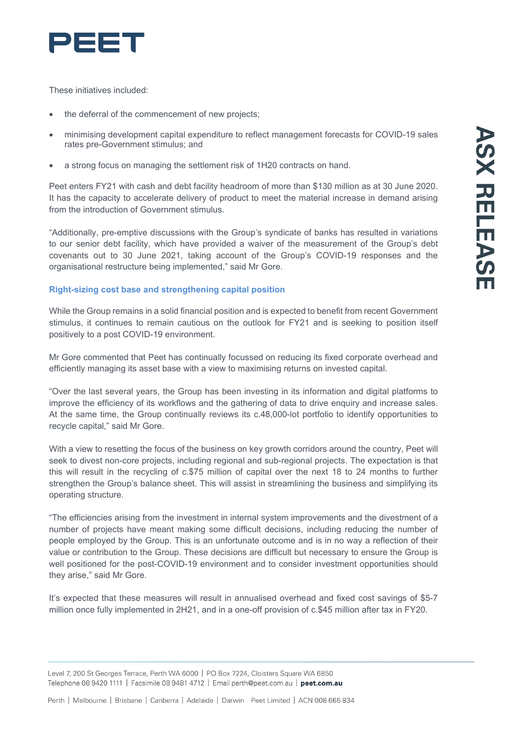These initiatives included:

- the deferral of the commencement of new projects;
- minimising development capital expenditure to reflect management forecasts for COVID-19 sales rates pre-Government stimulus; and
- a strong focus on managing the settlement risk of 1H20 contracts on hand.

Peet enters FY21 with cash and debt facility headroom of more than $130 million as at 30 June 2020. It has the capacity to accelerate delivery of product to meet the material increase in demand arising from the introduction of Government stimulus.

"Additionally, pre-emptive discussions with the Group's syndicate of banks has resulted in variations to our senior debt facility, which have provided a waiver of the measurement of the Group's debt covenants out to 30 June 2021, taking account of the Group's COVID-19 responses and the organisational restructure being implemented," said Mr Gore.

### Right-sizing cost base and strengthening capital position

While the Group remains in a solid financial position and is expected to benefit from recent Government stimulus, it continues to remain cautious on the outlook for FY21 and is seeking to position itself positively to a post COVID-19 environment.

Mr Gore commented that Peet has continually focussed on reducing its fixed corporate overhead and efficiently managing its asset base with a view to maximising returns on invested capital.

"Over the last several years, the Group has been investing in its information and digital platforms to improve the efficiency of its workflows and the gathering of data to drive enquiry and increase sales. At the same time, the Group continually reviews its c.48,000-lot portfolio to identify opportunities to recycle capital," said Mr Gore.

With a view to resetting the focus of the business on key growth corridors around the country, Peet will seek to divest non-core projects, including regional and sub-regional projects. The expectation is that this will result in the recycling of c.$75 million of capital over the next 18 to 24 months to further strengthen the Group's balance sheet. This will assist in streamlining the business and simplifying its operating structure.

"The efficiencies arising from the investment in internal system improvements and the divestment of a number of projects have meant making some difficult decisions, including reducing the number of people employed by the Group. This is an unfortunate outcome and is in no way a reflection of their value or contribution to the Group. These decisions are difficult but necessary to ensure the Group is well positioned for the post-COVID-19 environment and to consider investment opportunities should they arise," said Mr Gore.

It's expected that these measures will result in annualised overhead and fixed cost savings of $5-7 million once fully implemented in 2H21, and in a one-off provision of c.$45 million after tax in FY20.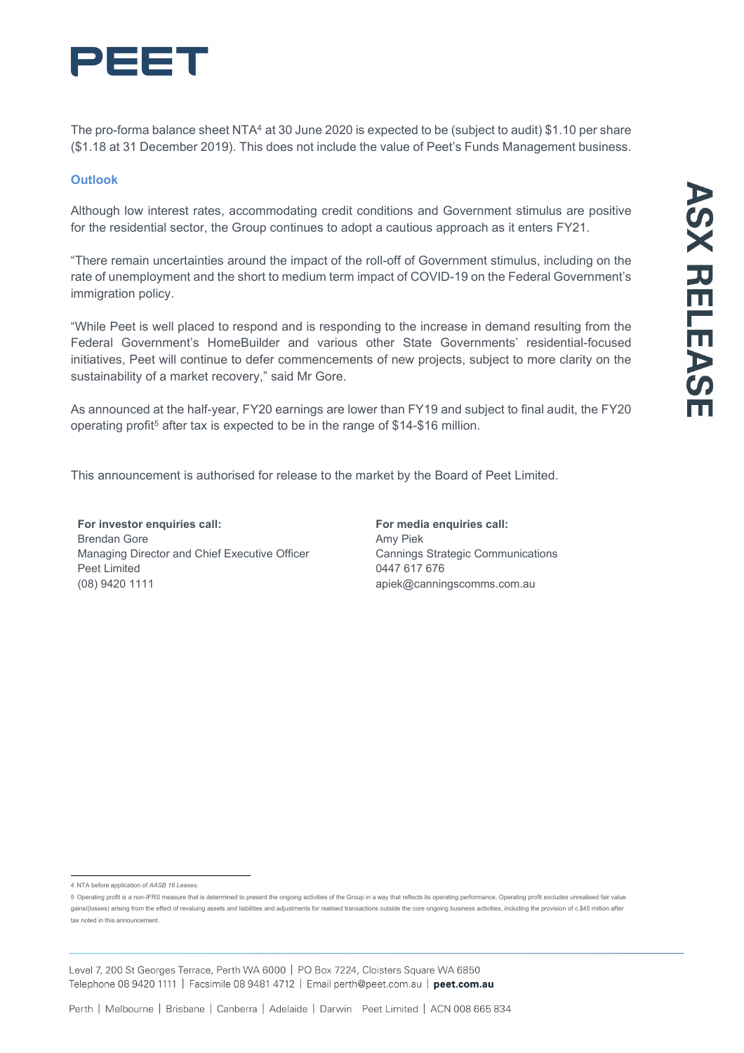The pro-forma balance sheet NTA[4] at 30 June 2020 is expected to be (subject to audit) $1.10 per share ($1.18 at 31 December 2019). This does not include the value of Peet's Funds Management business.

### Outlook

Although low interest rates, accommodating credit conditions and Government stimulus are positive for the residential sector, the Group continues to adopt a cautious approach as it enters FY21.

"There remain uncertainties around the impact of the roll-off of Government stimulus, including on the rate of unemployment and the short to medium term impact of COVID-19 on the Federal Government's immigration policy.

"While Peet is well placed to respond and is responding to the increase in demand resulting from the Federal Government's HomeBuilder and various other State Governments' residential-focused initiatives, Peet will continue to defer commencements of new projects, subject to more clarity on the sustainability of a market recovery," said Mr Gore.

As announced at the half-year, FY20 earnings are lower than FY19 and subject to final audit, the FY20 operating profit[5] after tax is expected to be in the range of $14-$16 million.

This announcement is authorised for release to the market by the Board of Peet Limited.

**For investor enquiries call:**
Brendan Gore
Managing Director and Chief Executive Officer
Peet Limited
(08) 9420 1111

**For media enquiries call:**
Amy Piek
Cannings Strategic Communications
0447 617 676
apiek@canningscomms.com.au

---

4 NTA before application of *AASB 16 Leases*.

5 Operating profit is a non-IFRS measure that is determined to present the ongoing activities of the Group in a way that reflects its operating performance. Operating profit excludes unrealised fair value gains/(losses) arising from the effect of revaluing assets and liabilities and adjustments for realised transactions outside the core ongoing business activities, including the provision of c.$45 million after tax noted in this announcement.